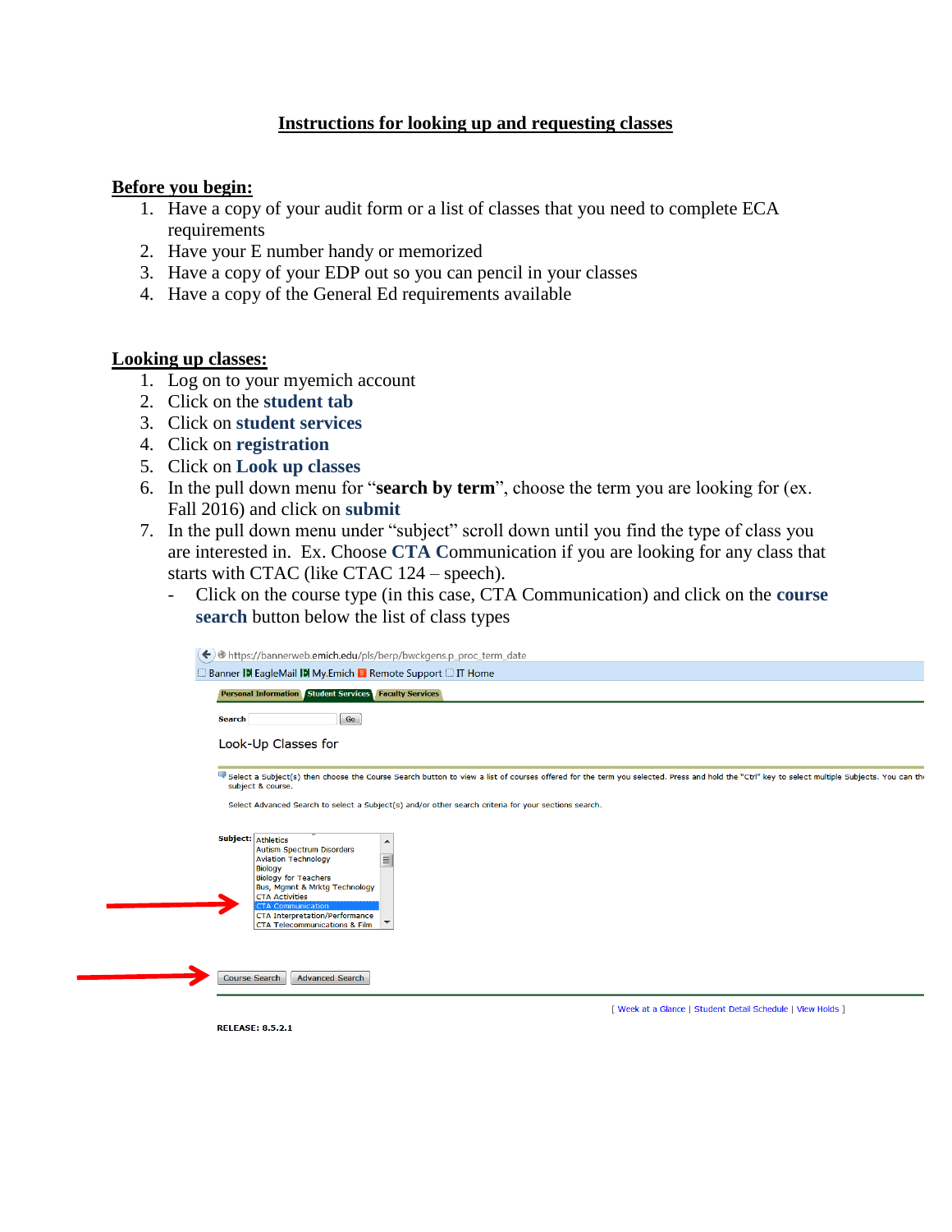# Instructions for looking up and requesting classes

## Before you begin:

1. Have a copy of your audit form or a list of classes that you need to complete ECA requirements
2. Have your E number handy or memorized
3. Have a copy of your EDP out so you can pencil in your classes
4. Have a copy of the General Ed requirements available

## Looking up classes:

1. Log on to your myemich account
2. Click on the **student tab**
3. Click on **student services**
4. Click on **registration**
5. Click on **Look up classes**
6. In the pull down menu for "**search by term**", choose the term you are looking for (ex. Fall 2016) and click on **submit**
7. In the pull down menu under "subject" scroll down until you find the type of class you are interested in. Ex. Choose **CTA C**ommunication if you are looking for any class that starts with CTAC (like CTAC 124 – speech).
   - Click on the course type (in this case, CTA Communication) and click on the **course search** button below the list of class types

https://bannerweb.emich.edu/pls/berp/bwckgens.p_proc_term_date

Banner | EagleMail | My.Emich | Remote Support | IT Home

Personal Information | Student Services | Faculty Services

Search [ ] Go

Look-Up Classes for

Select a Subject(s) then choose the Course Search button to view a list of courses offered for the term you selected. Press and hold the "Ctrl" key to select multiple Subjects. You can th subject & course.

Select Advanced Search to select a Subject(s) and/or other search criteria for your sections search.

Subject:
- Athletics
- Autism Spectrum Disorders
- Aviation Technology
- Biology
- Biology for Teachers
- Bus, Mgmnt & Mrktg Technology
- CTA Activities
- CTA Communication
- CTA Interpretation/Performance
- CTA Telecommunications & Film

Course Search | Advanced Search

[ Week at a Glance | Student Detail Schedule | View Holds ]

RELEASE: 8.5.2.1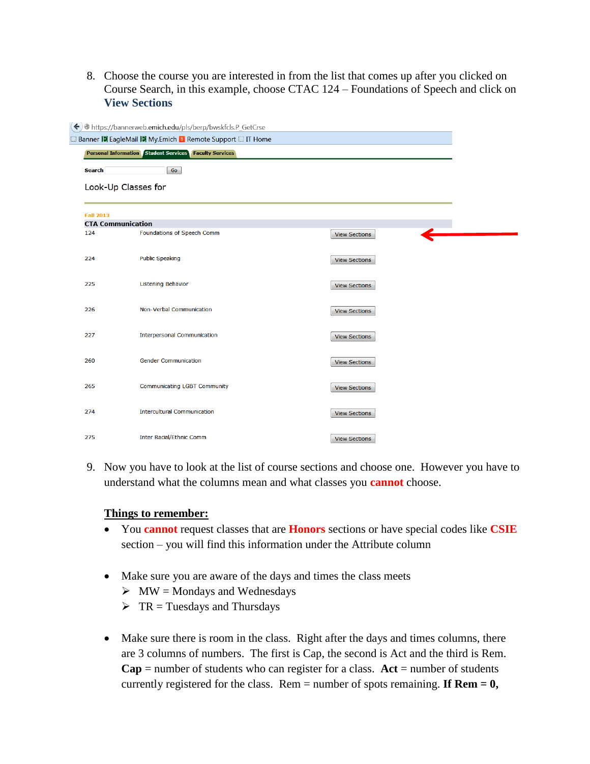8. Choose the course you are interested in from the list that comes up after you clicked on Course Search, in this example, choose CTAC 124 – Foundations of Speech and click on **View Sections**

https://bannerweb.emich.edu/pls/berp/bwskfcls.P_GetCrse

Banner | EagleMail | My.Emich | Remote Support | IT Home

Personal Information | Student Services | Faculty Services

Search [ ] Go

Look-Up Classes for

Fall 2013

**CTA Communication**

| | | |
|---|---|---|
| 124 | Foundations of Speech Comm | View Sections |
| 224 | Public Speaking | View Sections |
| 225 | Listening Behavior | View Sections |
| 226 | Non-Verbal Communication | View Sections |
| 227 | Interpersonal Communication | View Sections |
| 260 | Gender Communication | View Sections |
| 265 | Communicating LGBT Community | View Sections |
| 274 | Intercultural Communication | View Sections |
| 275 | Inter Racial/Ethnic Comm | View Sections |

9. Now you have to look at the list of course sections and choose one. However you have to understand what the columns mean and what classes you **cannot** choose.

**Things to remember:**

- You **cannot** request classes that are **Honors** sections or have special codes like **CSIE** section – you will find this information under the Attribute column

- Make sure you are aware of the days and times the class meets
  - MW = Mondays and Wednesdays
  - TR = Tuesdays and Thursdays

- Make sure there is room in the class. Right after the days and times columns, there are 3 columns of numbers. The first is Cap, the second is Act and the third is Rem. **Cap** = number of students who can register for a class. **Act** = number of students currently registered for the class. Rem = number of spots remaining. **If Rem = 0,**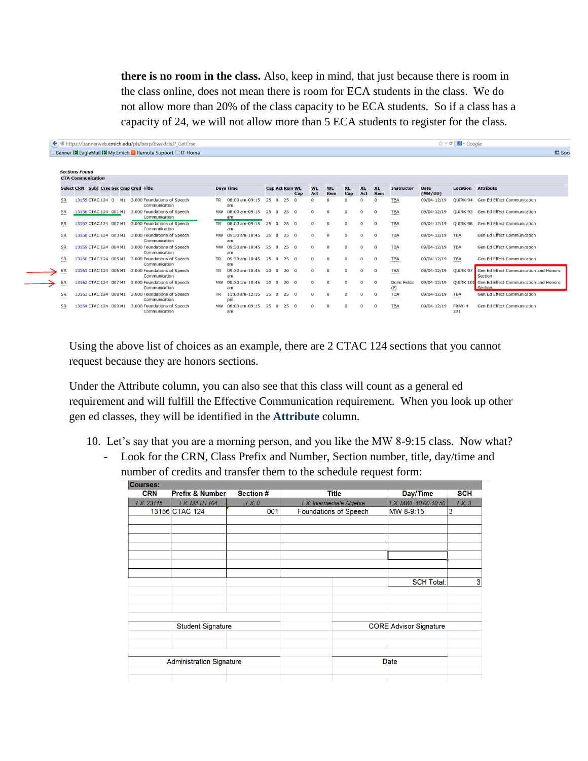**there is no room in the class.** Also, keep in mind, that just because there is room in the class online, does not mean there is room for ECA students in the class. We do not allow more than 20% of the class capacity to be ECA students. So if a class has a capacity of 24, we will not allow more than 5 ECA students to register for the class.

https://bannerweb.emich.edu/pls/berp/bwskfcls.P_GetCrse

Sections Found

CTA Communication

| Select | CRN | Subj | Crse | Sec | Cmp | Cred | Title | Days | Time | Cap | Act | Rem | WL Cap | WL Act | WL Rem | XL Cap | XL Act | XL Rem | Instructor | Date (MM/DD) | Location | Attribute |
|---|---|---|---|---|---|---|---|---|---|---|---|---|---|---|---|---|---|---|---|---|---|---|
| SR | 13155 | CTAC | 124 | 0 | M1 | 3.000 | Foundations of Speech Communication | TR | 08:00 am-09:15 am | 25 | 0 | 25 | 0 | 0 | 0 | 0 | 0 | 0 | TBA | 09/04-12/19 | QUIRK 94 | Gen Ed Effect Communication |
| SR | 13156 | CTAC | 124 | 001 | M1 | 3.000 | Foundations of Speech Communication | MW | 08:00 am-09:15 am | 25 | 0 | 25 | 0 | 0 | 0 | 0 | 0 | 0 | TBA | 09/04-12/19 | QUIRK 93 | Gen Ed Effect Communication |
| SR | 13157 | CTAC | 124 | 002 | M1 | 3.000 | Foundations of Speech Communication | TR | 08:00 am-09:15 am | 25 | 0 | 25 | 0 | 0 | 0 | 0 | 0 | 0 | TBA | 09/04-12/19 | QUIRK 96 | Gen Ed Effect Communication |
| SR | 13158 | CTAC | 124 | 003 | M1 | 3.000 | Foundations of Speech Communication | MW | 09:30 am-10:45 am | 25 | 0 | 25 | 0 | 0 | 0 | 0 | 0 | 0 | TBA | 09/04-12/19 | TBA | Gen Ed Effect Communication |
| SR | 13159 | CTAC | 124 | 004 | M1 | 3.000 | Foundations of Speech Communication | MW | 09:30 am-10:45 am | 25 | 0 | 25 | 0 | 0 | 0 | 0 | 0 | 0 | TBA | 09/04-12/19 | TBA | Gen Ed Effect Communication |
| SR | 13160 | CTAC | 124 | 005 | M1 | 3.000 | Foundations of Speech Communication | TR | 09:30 am-10:45 am | 25 | 0 | 25 | 0 | 0 | 0 | 0 | 0 | 0 | TBA | 09/04-12/19 | TBA | Gen Ed Effect Communication |
| SR | 13161 | CTAC | 124 | 006 | M1 | 3.000 | Foundations of Speech Communication | TR | 09:30 am-10:45 am | 20 | 0 | 20 | 0 | 0 | 0 | 0 | 0 | 0 | TBA | 09/04-12/19 | QUIRK 97 | Gen Ed Effect Communication and Honors Section |
| SR | 13162 | CTAC | 124 | 007 | M1 | 3.000 | Foundations of Speech Communication | MW | 09:30 am-10:45 am | 20 | 0 | 20 | 0 | 0 | 0 | 0 | 0 | 0 | Doris Fields (P) | 09/04-12/19 | QUIRK 101 | Gen Ed Effect Communication and Honors Section |
| SR | 13163 | CTAC | 124 | 008 | M1 | 3.000 | Foundations of Speech Communication | TR | 11:00 am-12:15 pm | 25 | 0 | 25 | 0 | 0 | 0 | 0 | 0 | 0 | TBA | 09/04-12/19 | TBA | Gen Ed Effect Communication |
| SR | 13164 | CTAC | 124 | 009 | M1 | 3.000 | Foundations of Speech Communication | MW | 08:00 am-09:15 am | 25 | 0 | 25 | 0 | 0 | 0 | 0 | 0 | 0 | TBA | 09/04-12/19 | PRAY-H 221 | Gen Ed Effect Communication |

Using the above list of choices as an example, there are 2 CTAC 124 sections that you cannot request because they are honors sections.

Under the Attribute column, you can also see that this class will count as a general ed requirement and will fulfill the Effective Communication requirement. When you look up other gen ed classes, they will be identified in the **Attribute** column.

10. Let's say that you are a morning person, and you like the MW 8-9:15 class. Now what?
    - Look for the CRN, Class Prefix and Number, Section number, title, day/time and number of credits and transfer them to the schedule request form:

**Courses:**

| CRN | Prefix & Number | Section # | Title | Day/Time | SCH |
|---|---|---|---|---|---|
| *EX. 23115* | *EX. MATH 104* | *EX. 0* | *EX. Intermediate Algebra* | *EX. MWF 10:00-10:50* | *EX. 3* |
| 13156 | CTAC 124 | 001 | Foundations of Speech | MW 8-9:15 | 3 |
| | | | | | |
| | | | | | |
| | | | | | |
| | | | | | |
| | | | | | |
| | | | | | |
| | | | | | |
| | | | | SCH Total: | 3 |

Student Signature　　　　　　　　CORE Advisor Signature

Administration Signature　　　　　Date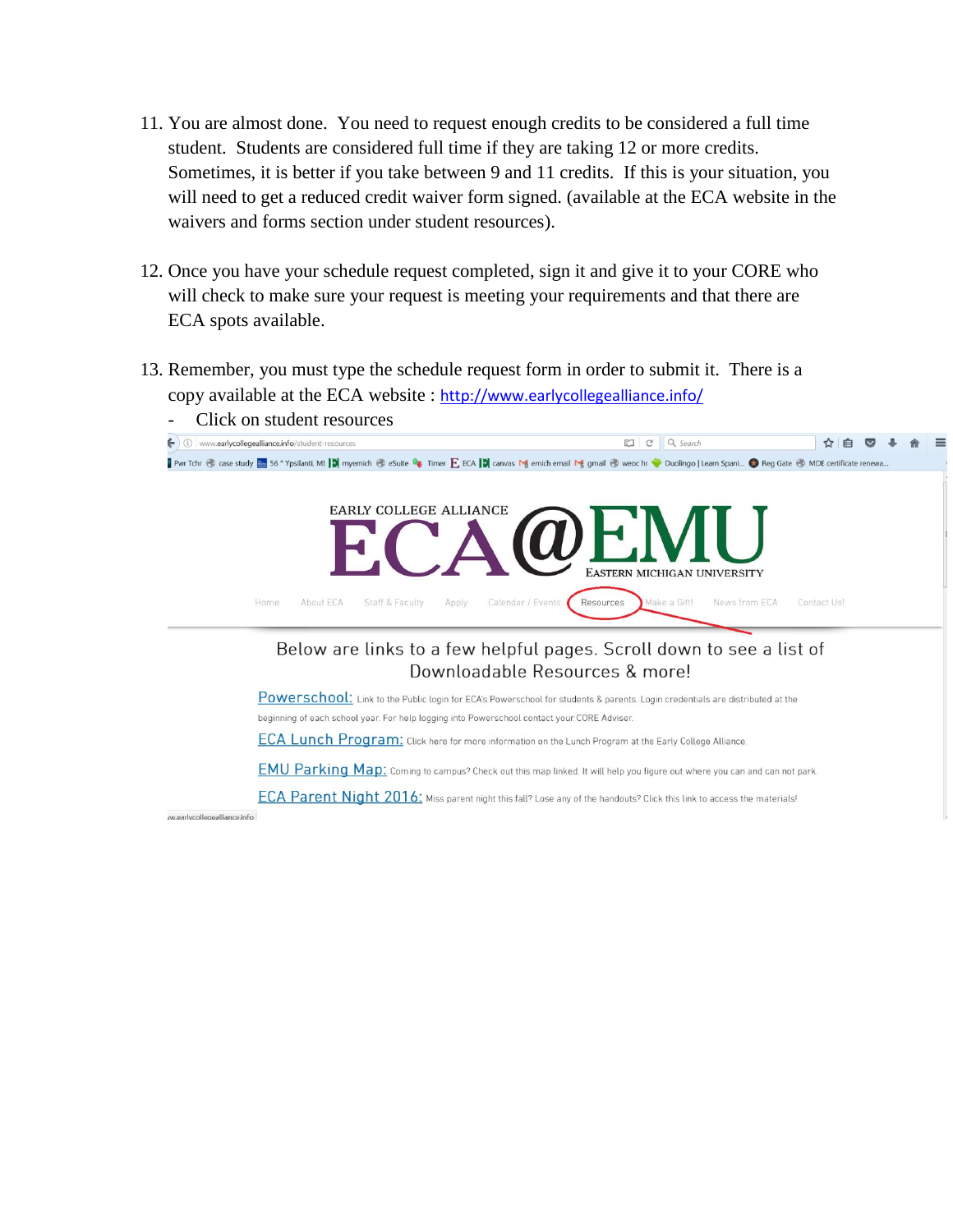11. You are almost done. You need to request enough credits to be considered a full time student. Students are considered full time if they are taking 12 or more credits. Sometimes, it is better if you take between 9 and 11 credits. If this is your situation, you will need to get a reduced credit waiver form signed. (available at the ECA website in the waivers and forms section under student resources).

12. Once you have your schedule request completed, sign it and give it to your CORE who will check to make sure your request is meeting your requirements and that there are ECA spots available.

13. Remember, you must type the schedule request form in order to submit it. There is a copy available at the ECA website : http://www.earlycollegealliance.info/
    - Click on student resources

www.earlycollegealliance.info/student-resources

EARLY COLLEGE ALLIANCE

ECA@EMU

EASTERN MICHIGAN UNIVERSITY

Home | About ECA | Staff & Faculty | Apply | Calendar / Events | Resources | Make a Gift! | News from ECA | Contact Us!

Below are links to a few helpful pages. Scroll down to see a list of Downloadable Resources & more!

Powerschool: Link to the Public login for ECA's Powerschool for students & parents. Login credentials are distributed at the beginning of each school year. For help logging into Powerschool contact your CORE Adviser.

ECA Lunch Program: Click here for more information on the Lunch Program at the Early College Alliance.

EMU Parking Map: Coming to campus? Check out this map linked. It will help you figure out where you can and can not park.

ECA Parent Night 2016: Miss parent night this fall? Lose any of the handouts? Click this link to access the materials!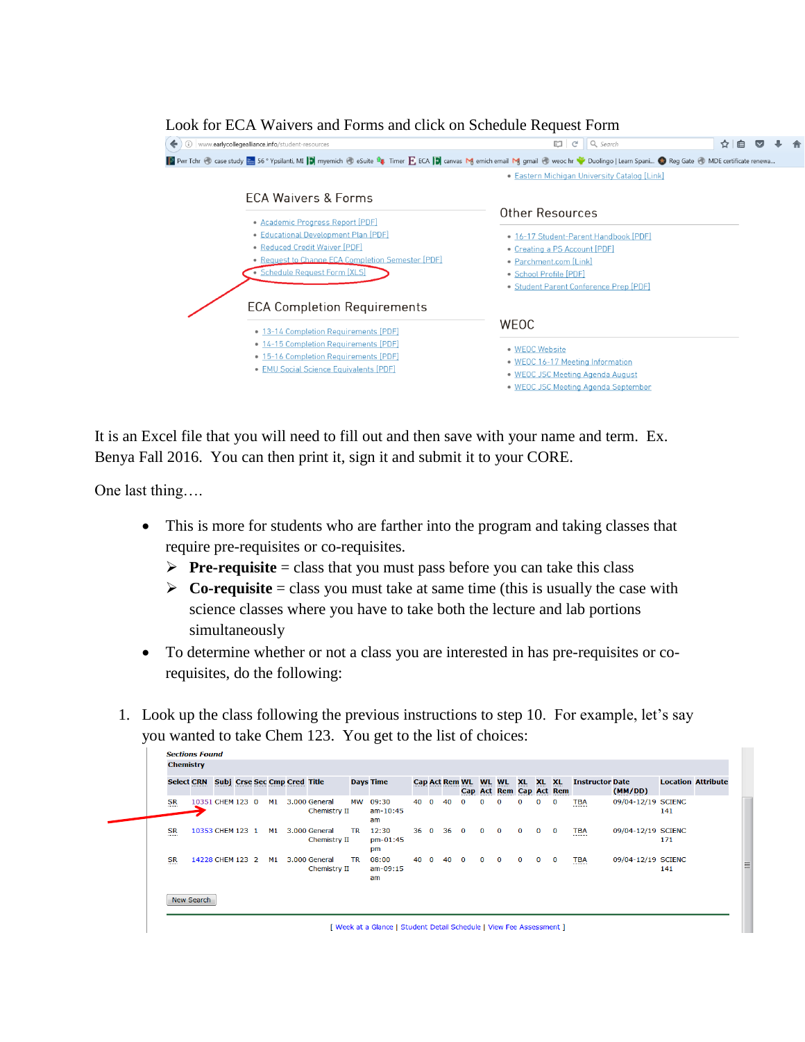Look for ECA Waivers and Forms and click on Schedule Request Form

www.earlycollegealliance.info/student-resources

- Eastern Michigan University Catalog [Link]

## ECA Waivers & Forms

- Academic Progress Report [PDF]
- Educational Development Plan [PDF]
- Reduced Credit Waiver [PDF]
- Request to Change ECA Completion Semester [PDF]
- Schedule Request Form [XLS]

## ECA Completion Requirements

- 13-14 Completion Requirements [PDF]
- 14-15 Completion Requirements [PDF]
- 15-16 Completion Requirements [PDF]
- EMU Social Science Equivalents [PDF]

## Other Resources

- 16-17 Student-Parent Handbook [PDF]
- Creating a PS Account [PDF]
- Parchment.com [Link]
- School Profile [PDF]
- Student Parent Conference Prep [PDF]

## WEOC

- WEOC Website
- WEOC 16-17 Meeting Information
- WEOC JSC Meeting Agenda August
- WEOC JSC Meeting Agenda September

It is an Excel file that you will need to fill out and then save with your name and term. Ex. Benya Fall 2016. You can then print it, sign it and submit it to your CORE.

One last thing….

- This is more for students who are farther into the program and taking classes that require pre-requisites or co-requisites.
  - **Pre-requisite** = class that you must pass before you can take this class
  - **Co-requisite** = class you must take at same time (this is usually the case with science classes where you have to take both the lecture and lab portions simultaneously
- To determine whether or not a class you are interested in has pre-requisites or co-requisites, do the following:

1. Look up the class following the previous instructions to step 10. For example, let's say you wanted to take Chem 123. You get to the list of choices:

*Sections Found*

**Chemistry**

| Select | CRN | Subj | Crse | Sec | Cmp | Cred | Title | Days | Time | Cap | Act | Rem | WL Cap | WL Act | WL Rem | XL Cap | XL Act | XL Rem | Instructor | Date (MM/DD) | Location | Attribute |
|---|---|---|---|---|---|---|---|---|---|---|---|---|---|---|---|---|---|---|---|---|---|---|
| SR | 10351 | CHEM | 123 | 0 | M1 | 3.000 | General Chemistry II | MW | 09:30 am-10:45 am | 40 | 0 | 40 | 0 | 0 | 0 | 0 | 0 | 0 | TBA | 09/04-12/19 | SCIENC 141 | |
| SR | 10353 | CHEM | 123 | 1 | M1 | 3.000 | General Chemistry II | TR | 12:30 pm-01:45 pm | 36 | 0 | 36 | 0 | 0 | 0 | 0 | 0 | 0 | TBA | 09/04-12/19 | SCIENC 171 | |
| SR | 14228 | CHEM | 123 | 2 | M1 | 3.000 | General Chemistry II | TR | 08:00 am-09:15 am | 40 | 0 | 40 | 0 | 0 | 0 | 0 | 0 | 0 | TBA | 09/04-12/19 | SCIENC 141 | |

New Search

[ Week at a Glance | Student Detail Schedule | View Fee Assessment ]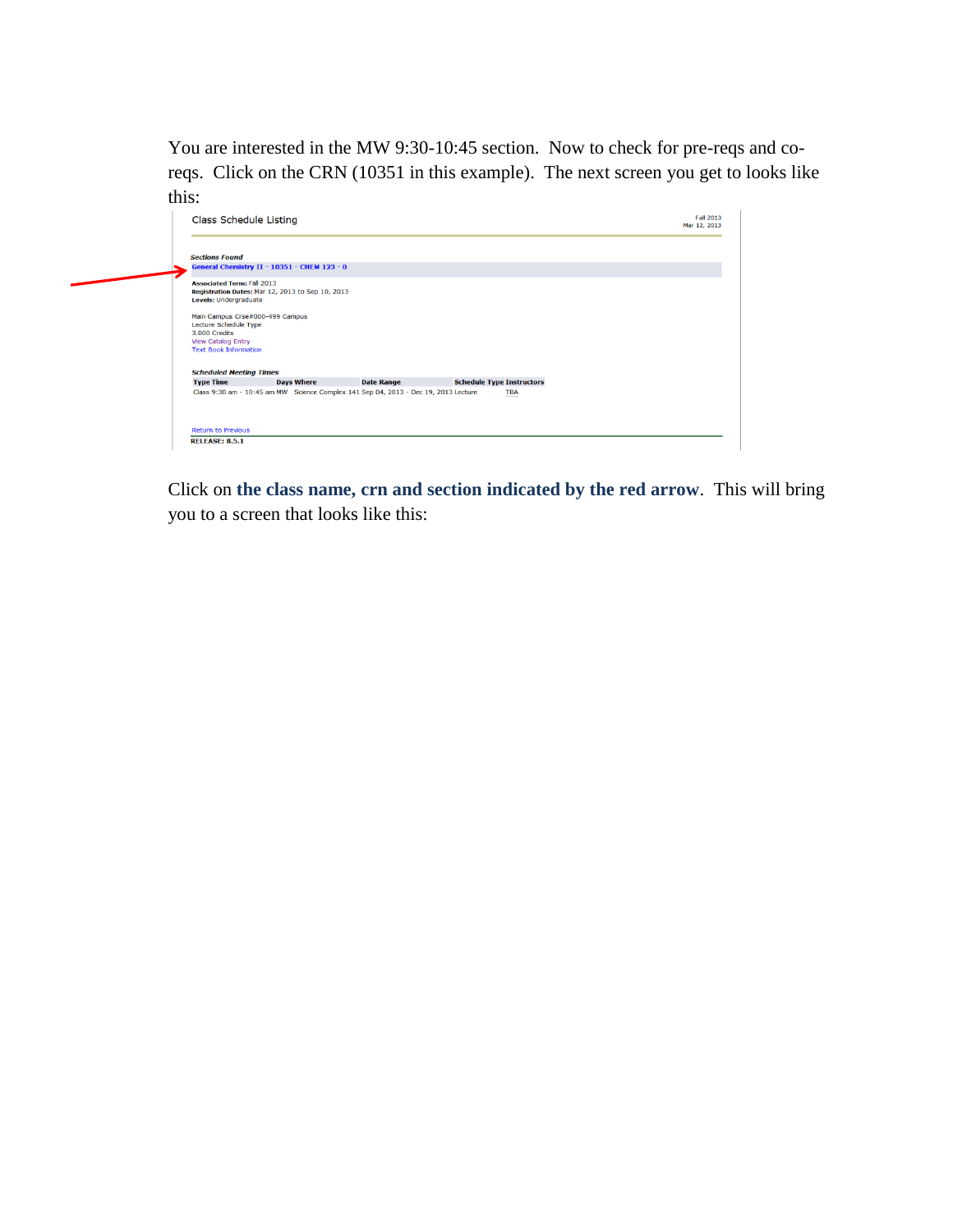You are interested in the MW 9:30-10:45 section. Now to check for pre-reqs and co-reqs. Click on the CRN (10351 in this example). The next screen you get to looks like this:

Class Schedule Listing

Fall 2013
Mar 12, 2013

*Sections Found*

**General Chemistry II - 10351 - CHEM 123 - 0**

**Associated Term:** Fall 2013
**Registration Dates:** Mar 12, 2013 to Sep 10, 2013
**Levels:** Undergraduate

Main Campus Crse#000-499 Campus
Lecture Schedule Type
3.000 Credits
View Catalog Entry
Text Book Information

*Scheduled Meeting Times*

| Type | Time | Days | Where | Date Range | Schedule Type | Instructors |
|---|---|---|---|---|---|---|
| Class | 9:30 am - 10:45 am | MW | Science Complex 141 | Sep 04, 2013 - Dec 19, 2013 | Lecture | TBA |

Return to Previous

**RELEASE: 8.5.1**

Click on **the class name, crn and section indicated by the red arrow**. This will bring you to a screen that looks like this: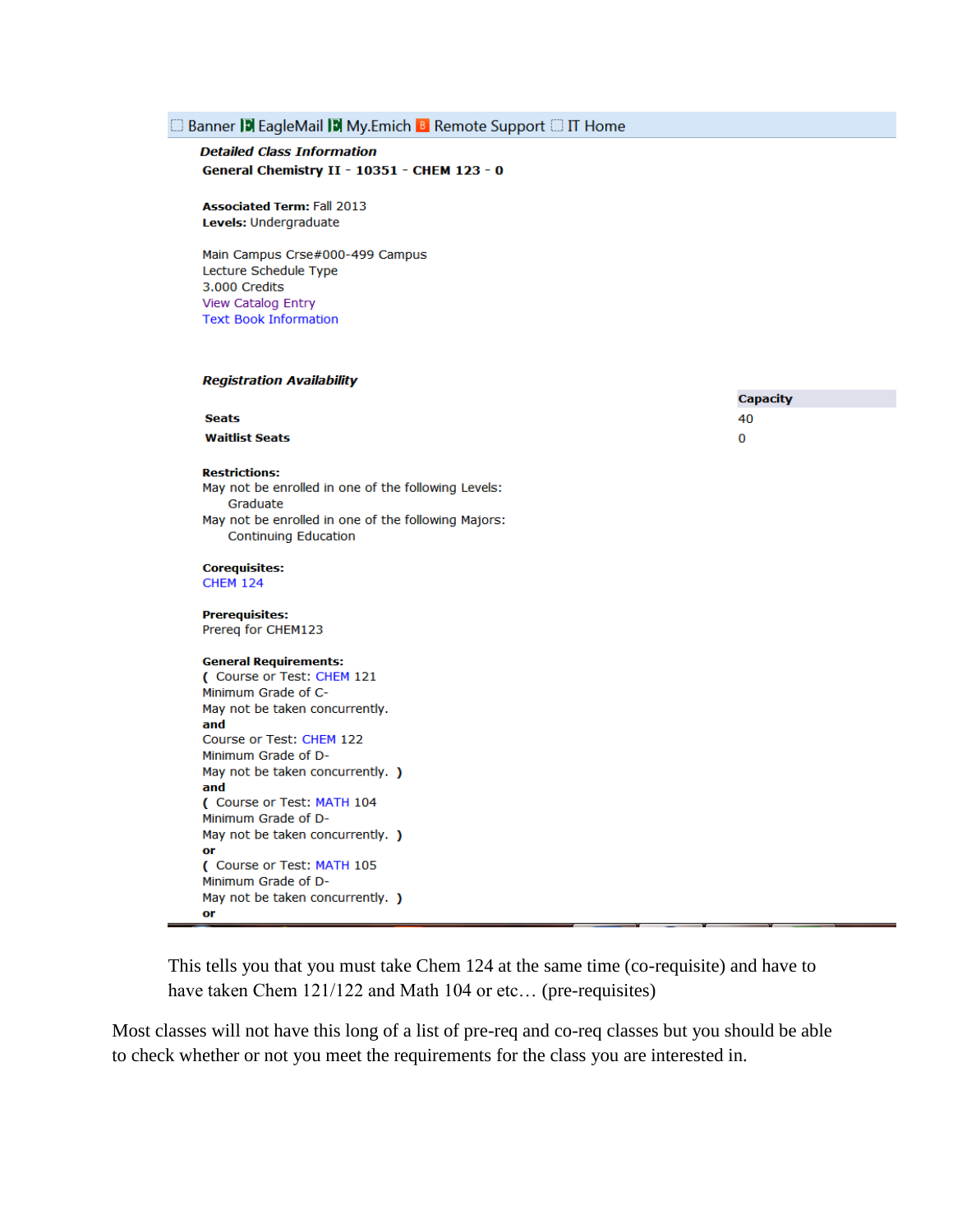Banner EagleMail My.Emich Remote Support IT Home

***Detailed Class Information***

**General Chemistry II - 10351 - CHEM 123 - 0**

**Associated Term:** Fall 2013
**Levels:** Undergraduate

Main Campus Crse#000-499 Campus
Lecture Schedule Type
3.000 Credits
View Catalog Entry
Text Book Information

***Registration Availability***

| | Capacity |
|---|---|
| **Seats** | 40 |
| **Waitlist Seats** | 0 |

**Restrictions:**
May not be enrolled in one of the following Levels:
Graduate
May not be enrolled in one of the following Majors:
Continuing Education

**Corequisites:**
CHEM 124

**Prerequisites:**
Prereq for CHEM123

**General Requirements:**
( Course or Test: CHEM 121
Minimum Grade of C-
May not be taken concurrently.
**and**
Course or Test: CHEM 122
Minimum Grade of D-
May not be taken concurrently. )
**and**
( Course or Test: MATH 104
Minimum Grade of D-
May not be taken concurrently. )
**or**
( Course or Test: MATH 105
Minimum Grade of D-
May not be taken concurrently. )
**or**

This tells you that you must take Chem 124 at the same time (co-requisite) and have to have taken Chem 121/122 and Math 104 or etc… (pre-requisites)

Most classes will not have this long of a list of pre-req and co-req classes but you should be able to check whether or not you meet the requirements for the class you are interested in.